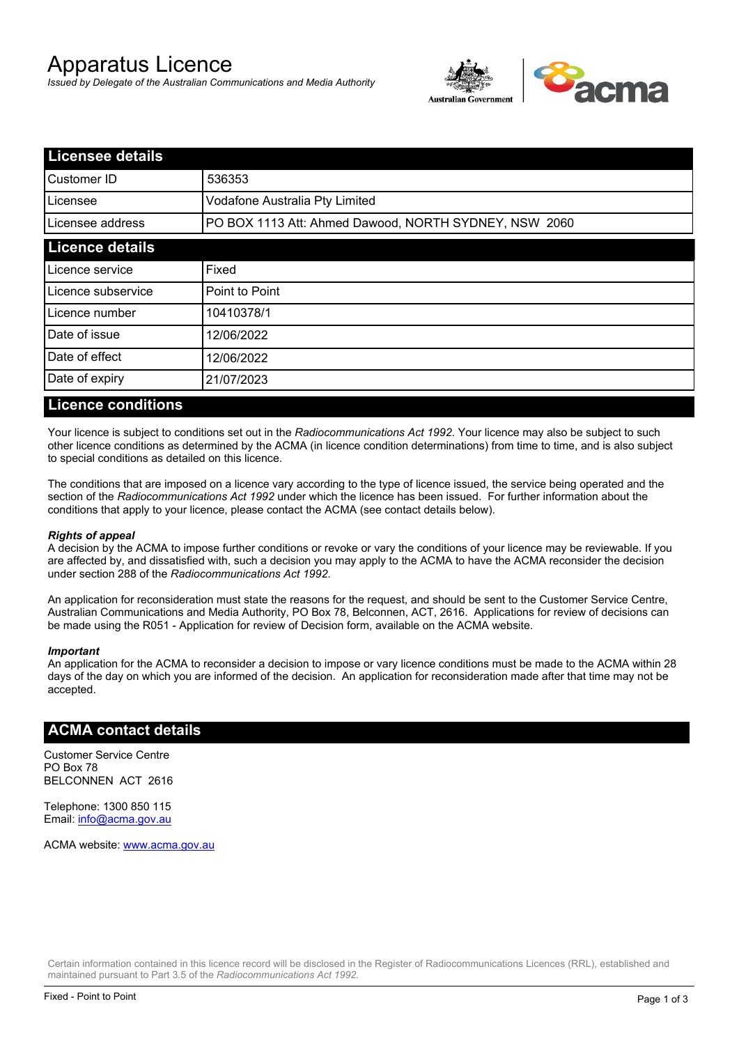# Apparatus Licence

*Issued by Delegate of the Australian Communications and Media Authority*

## Licensee details

| | |
|---|---|
| Customer ID | 536353 |
| Licensee | Vodafone Australia Pty Limited |
| Licensee address | PO BOX 1113 Att: Ahmed Dawood, NORTH SYDNEY, NSW 2060 |

## Licence details

| | |
|---|---|
| Licence service | Fixed |
| Licence subservice | Point to Point |
| Licence number | 10410378/1 |
| Date of issue | 12/06/2022 |
| Date of effect | 12/06/2022 |
| Date of expiry | 21/07/2023 |

## Licence conditions

Your licence is subject to conditions set out in the *Radiocommunications Act 1992*. Your licence may also be subject to such other licence conditions as determined by the ACMA (in licence condition determinations) from time to time, and is also subject to special conditions as detailed on this licence.

The conditions that are imposed on a licence vary according to the type of licence issued, the service being operated and the section of the *Radiocommunications Act 1992* under which the licence has been issued. For further information about the conditions that apply to your licence, please contact the ACMA (see contact details below).

***Rights of appeal***

A decision by the ACMA to impose further conditions or revoke or vary the conditions of your licence may be reviewable. If you are affected by, and dissatisfied with, such a decision you may apply to the ACMA to have the ACMA reconsider the decision under section 288 of the *Radiocommunications Act 1992*.

An application for reconsideration must state the reasons for the request, and should be sent to the Customer Service Centre, Australian Communications and Media Authority, PO Box 78, Belconnen, ACT, 2616. Applications for review of decisions can be made using the R051 - Application for review of Decision form, available on the ACMA website.

***Important***

An application for the ACMA to reconsider a decision to impose or vary licence conditions must be made to the ACMA within 28 days of the day on which you are informed of the decision. An application for reconsideration made after that time may not be accepted.

## ACMA contact details

Customer Service Centre
PO Box 78
BELCONNEN ACT 2616

Telephone: 1300 850 115
Email: info@acma.gov.au

ACMA website: www.acma.gov.au

Certain information contained in this licence record will be disclosed in the Register of Radiocommunications Licences (RRL), established and maintained pursuant to Part 3.5 of the *Radiocommunications Act 1992.*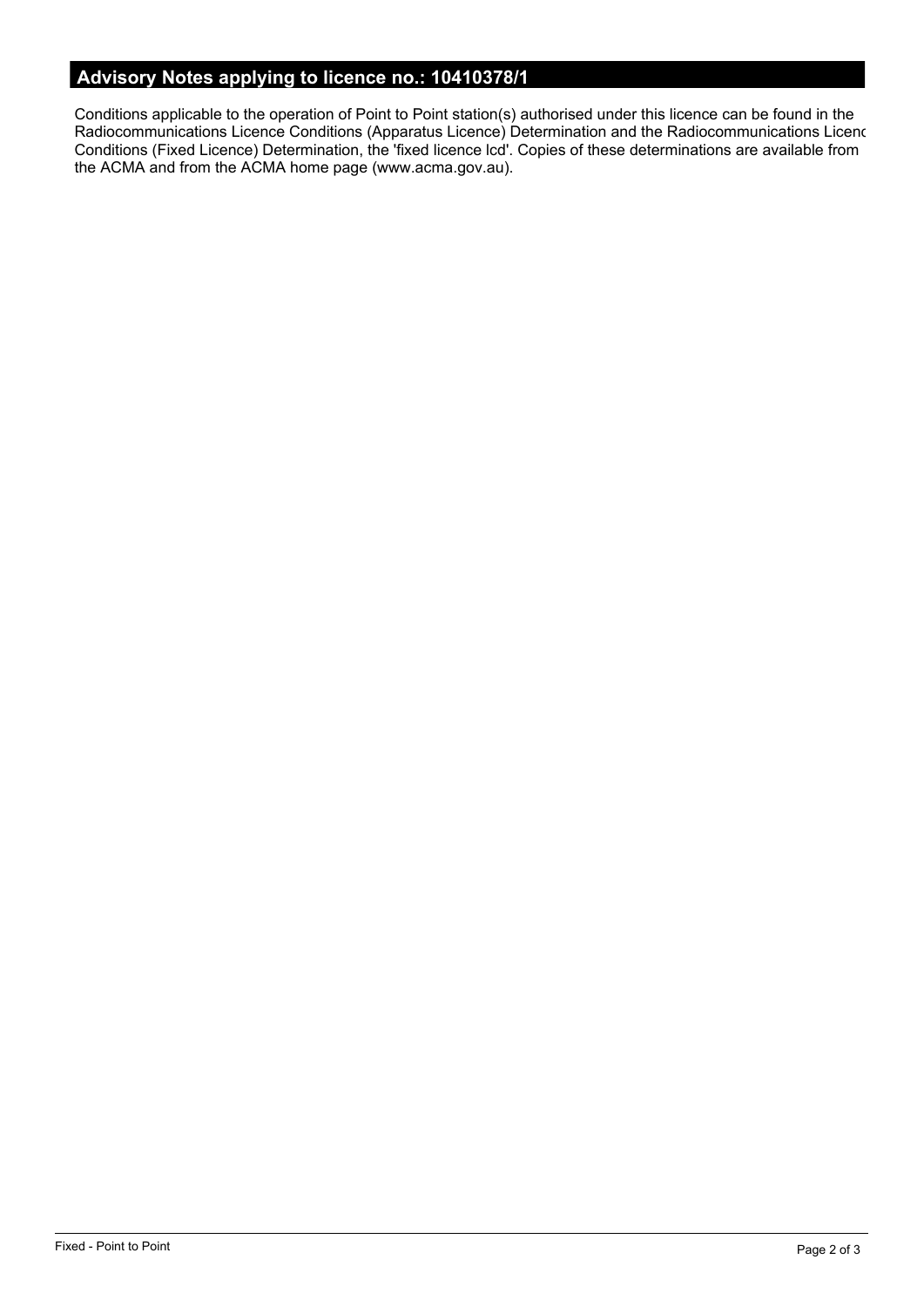## Advisory Notes applying to licence no.: 10410378/1

Conditions applicable to the operation of Point to Point station(s) authorised under this licence can be found in the Radiocommunications Licence Conditions (Apparatus Licence) Determination and the Radiocommunications Licence Conditions (Fixed Licence) Determination, the 'fixed licence lcd'. Copies of these determinations are available from the ACMA and from the ACMA home page (www.acma.gov.au).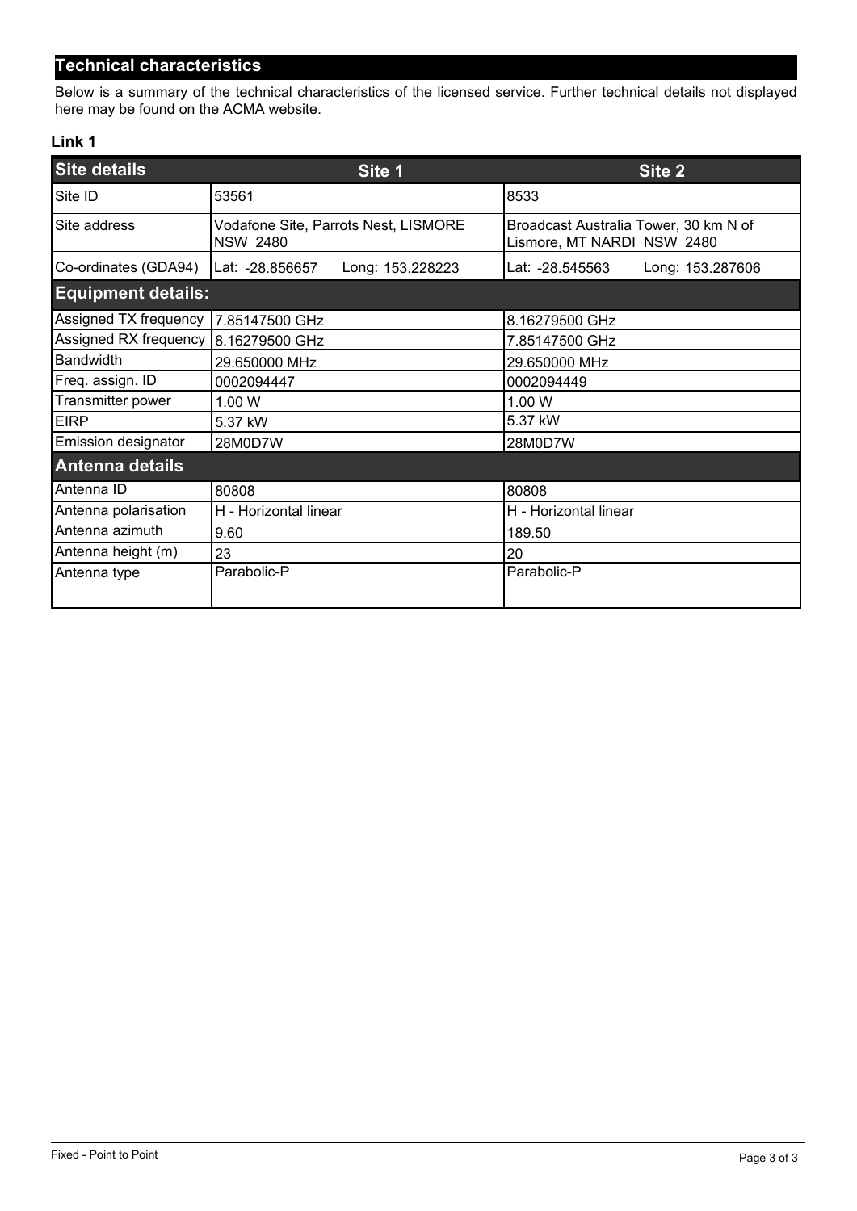## Technical characteristics

Below is a summary of the technical characteristics of the licensed service. Further technical details not displayed here may be found on the ACMA website.

### Link 1

| Site details | Site 1 | Site 2 |
|---|---|---|
| Site ID | 53561 | 8533 |
| Site address | Vodafone Site, Parrots Nest, LISMORE NSW 2480 | Broadcast Australia Tower, 30 km N of Lismore, MT NARDI NSW 2480 |
| Co-ordinates (GDA94) | Lat: -28.856657 Long: 153.228223 | Lat: -28.545563 Long: 153.287606 |
| **Equipment details:** | | |
| Assigned TX frequency | 7.85147500 GHz | 8.16279500 GHz |
| Assigned RX frequency | 8.16279500 GHz | 7.85147500 GHz |
| Bandwidth | 29.650000 MHz | 29.650000 MHz |
| Freq. assign. ID | 0002094447 | 0002094449 |
| Transmitter power | 1.00 W | 1.00 W |
| EIRP | 5.37 kW | 5.37 kW |
| Emission designator | 28M0D7W | 28M0D7W |
| **Antenna details** | | |
| Antenna ID | 80808 | 80808 |
| Antenna polarisation | H - Horizontal linear | H - Horizontal linear |
| Antenna azimuth | 9.60 | 189.50 |
| Antenna height (m) | 23 | 20 |
| Antenna type | Parabolic-P | Parabolic-P |

Fixed - Point to Point